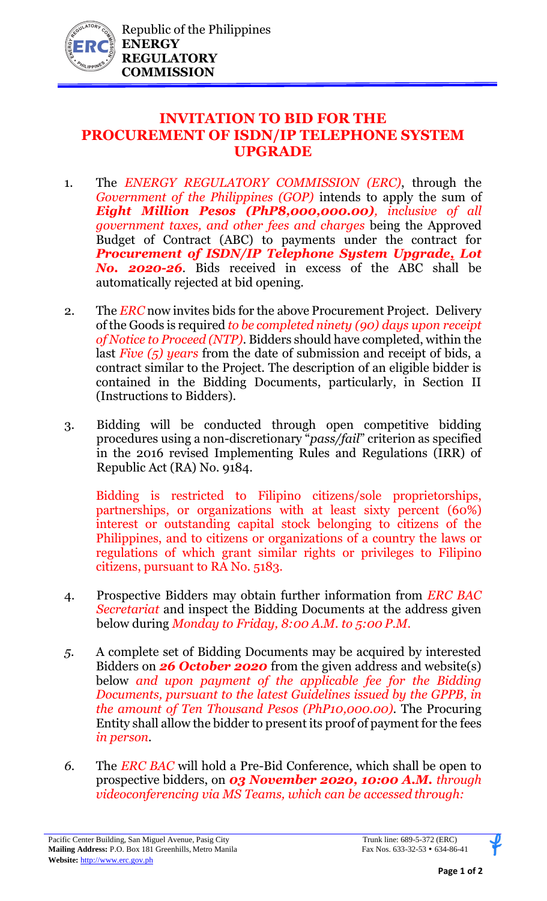Republic of the Philippines
**ENERGY REGULATORY COMMISSION**

# INVITATION TO BID FOR THE PROCUREMENT OF ISDN/IP TELEPHONE SYSTEM UPGRADE

1. The *ENERGY REGULATORY COMMISSION (ERC)*, through the *Government of the Philippines (GOP)* intends to apply the sum of ***Eight Million Pesos (PhP8,000,000.00)****, inclusive of all government taxes, and other fees and charges* being the Approved Budget of Contract (ABC) to payments under the contract for ***Procurement of ISDN/IP Telephone System Upgrade, Lot No. 2020-26***. Bids received in excess of the ABC shall be automatically rejected at bid opening.

2. The *ERC* now invites bids for the above Procurement Project. Delivery of the Goods is required *to be completed ninety (90) days upon receipt of Notice to Proceed (NTP)*. Bidders should have completed, within the last *Five (5) years* from the date of submission and receipt of bids, a contract similar to the Project. The description of an eligible bidder is contained in the Bidding Documents, particularly, in Section II (Instructions to Bidders).

3. Bidding will be conducted through open competitive bidding procedures using a non-discretionary "*pass/fail*" criterion as specified in the 2016 revised Implementing Rules and Regulations (IRR) of Republic Act (RA) No. 9184.

   Bidding is restricted to Filipino citizens/sole proprietorships, partnerships, or organizations with at least sixty percent (60%) interest or outstanding capital stock belonging to citizens of the Philippines, and to citizens or organizations of a country the laws or regulations of which grant similar rights or privileges to Filipino citizens, pursuant to RA No. 5183.

4. Prospective Bidders may obtain further information from *ERC BAC Secretariat* and inspect the Bidding Documents at the address given below during *Monday to Friday, 8:00 A.M. to 5:00 P.M.*

5. A complete set of Bidding Documents may be acquired by interested Bidders on ***26 October 2020*** from the given address and website(s) below *and upon payment of the applicable fee for the Bidding Documents, pursuant to the latest Guidelines issued by the GPPB, in the amount of Ten Thousand Pesos (PhP10,000.00)*. The Procuring Entity shall allow the bidder to present its proof of payment for the fees *in person*.

6. The *ERC BAC* will hold a Pre-Bid Conference, which shall be open to prospective bidders, on ***03 November 2020, 10:00 A.M.*** *through videoconferencing via MS Teams, which can be accessed through:*

Pacific Center Building, San Miguel Avenue, Pasig City
**Mailing Address:** P.O. Box 181 Greenhills, Metro Manila
**Website:** http://www.erc.gov.ph

Trunk line: 689-5-372 (ERC)
Fax Nos. 633-32-53 • 634-86-41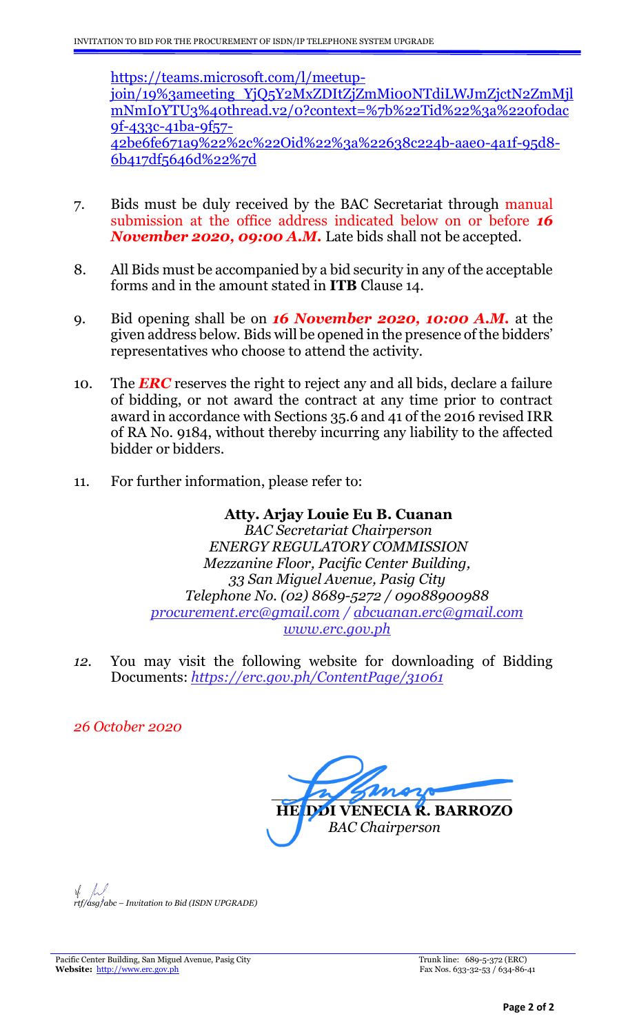https://teams.microsoft.com/l/meetup-join/19%3ameeting_YjQ5Y2MxZDItZjZmMi00NTdiLWJmZjctN2ZmMjlmNmI0YTU3%40thread.v2/0?context=%7b%22Tid%22%3a%220f0dac9f-433c-41ba-9f57-42be6fe671a9%22%2c%22Oid%22%3a%22638c224b-aae0-4a1f-95d8-6b417df5646d%22%7d

7. Bids must be duly received by the BAC Secretariat through manual submission at the office address indicated below on or before ***16 November 2020, 09:00 A.M.*** Late bids shall not be accepted.

8. All Bids must be accompanied by a bid security in any of the acceptable forms and in the amount stated in **ITB** Clause 14.

9. Bid opening shall be on ***16 November 2020, 10:00 A.M.*** at the given address below. Bids will be opened in the presence of the bidders' representatives who choose to attend the activity.

10. The ***ERC*** reserves the right to reject any and all bids, declare a failure of bidding, or not award the contract at any time prior to contract award in accordance with Sections 35.6 and 41 of the 2016 revised IRR of RA No. 9184, without thereby incurring any liability to the affected bidder or bidders.

11. For further information, please refer to:

**Atty. Arjay Louie Eu B. Cuanan**
*BAC Secretariat Chairperson*
*ENERGY REGULATORY COMMISSION*
*Mezzanine Floor, Pacific Center Building,*
*33 San Miguel Avenue, Pasig City*
*Telephone No. (02) 8689-5272 / 09088900988*
*procurement.erc@gmail.com / abcuanan.erc@gmail.com*
*www.erc.gov.ph*

12. You may visit the following website for downloading of Bidding Documents: *https://erc.gov.ph/ContentPage/31061*

*26 October 2020*

**HEIDDI VENECIA R. BARROZO**
*BAC Chairperson*

*rtf/asg/abc – Invitation to Bid (ISDN UPGRADE)*

Pacific Center Building, San Miguel Avenue, Pasig City
**Website:** http://www.erc.gov.ph

Trunk line: 689-5-372 (ERC)
Fax Nos. 633-32-53 / 634-86-41